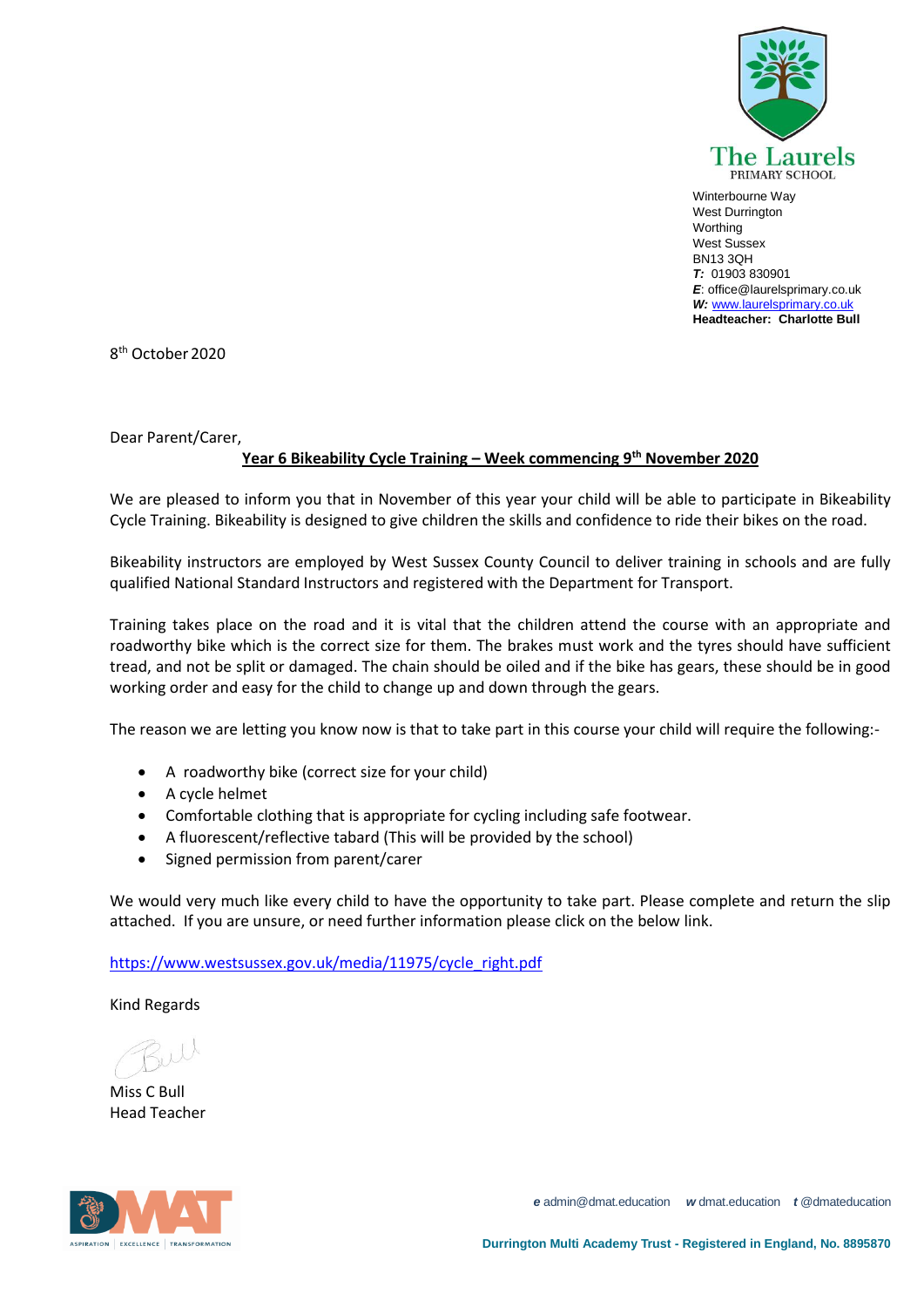**The Laurels**
PRIMARY SCHOOL

Winterbourne Way
West Durrington
Worthing
West Sussex
BN13 3QH
***T:*** 01903 830901
***E***: office@laurelsprimary.co.uk
***W:*** www.laurelsprimary.co.uk
**Headteacher: Charlotte Bull**

8th October 2020

Dear Parent/Carer,

**Year 6 Bikeability Cycle Training – Week commencing 9th November 2020**

We are pleased to inform you that in November of this year your child will be able to participate in Bikeability Cycle Training. Bikeability is designed to give children the skills and confidence to ride their bikes on the road.

Bikeability instructors are employed by West Sussex County Council to deliver training in schools and are fully qualified National Standard Instructors and registered with the Department for Transport.

Training takes place on the road and it is vital that the children attend the course with an appropriate and roadworthy bike which is the correct size for them. The brakes must work and the tyres should have sufficient tread, and not be split or damaged. The chain should be oiled and if the bike has gears, these should be in good working order and easy for the child to change up and down through the gears.

The reason we are letting you know now is that to take part in this course your child will require the following:-

- A roadworthy bike (correct size for your child)
- A cycle helmet
- Comfortable clothing that is appropriate for cycling including safe footwear.
- A fluorescent/reflective tabard (This will be provided by the school)
- Signed permission from parent/carer

We would very much like every child to have the opportunity to take part. Please complete and return the slip attached. If you are unsure, or need further information please click on the below link.

https://www.westsussex.gov.uk/media/11975/cycle_right.pdf

Kind Regards

Miss C Bull
Head Teacher

*e* admin@dmat.education *w* dmat.education *t* @dmateducation

**Durrington Multi Academy Trust - Registered in England, No. 8895870**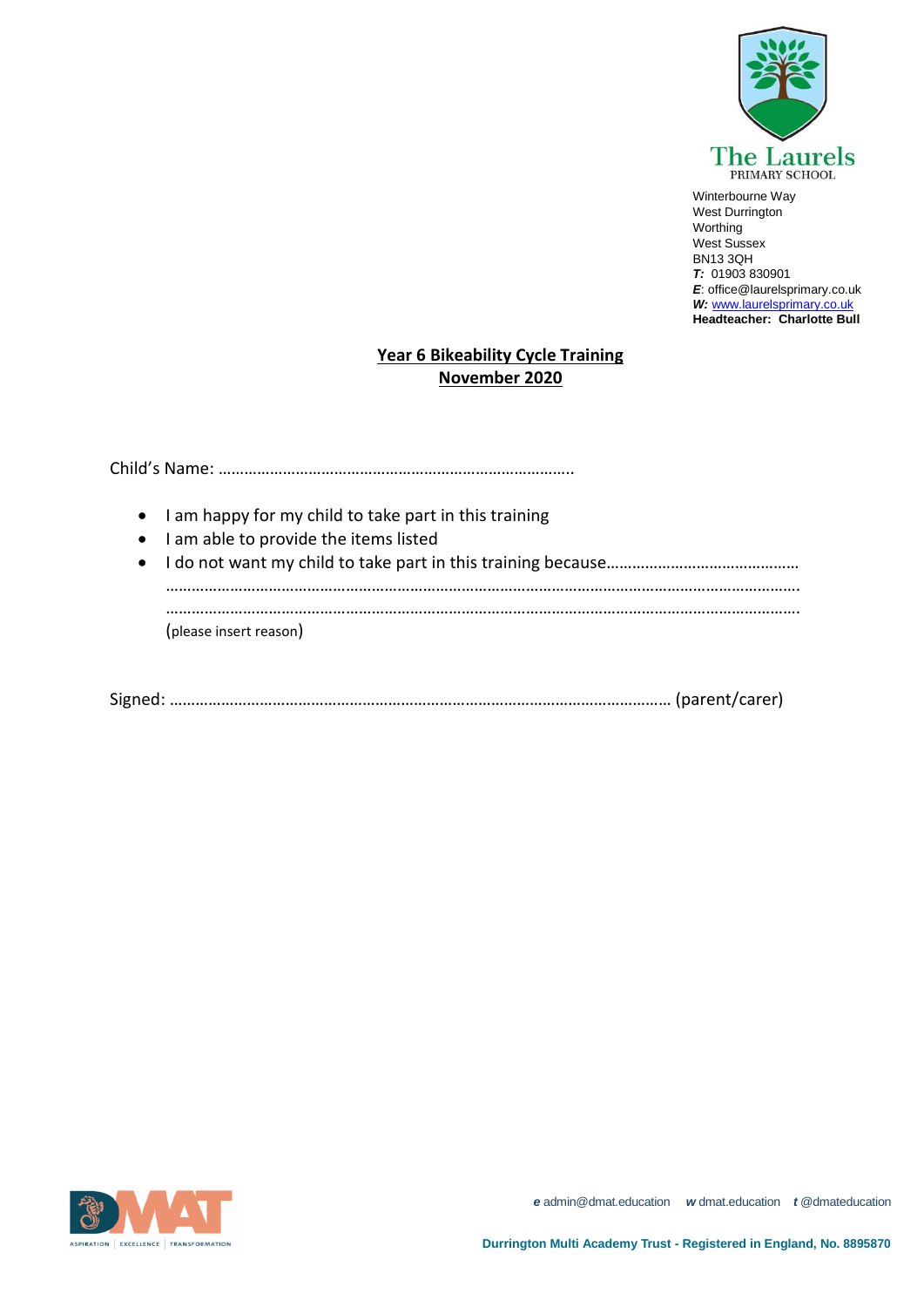The Laurels
PRIMARY SCHOOL

Winterbourne Way
West Durrington
Worthing
West Sussex
BN13 3QH
***T:*** 01903 830901
***E***: office@laurelsprimary.co.uk
***W:*** www.laurelsprimary.co.uk
**Headteacher: Charlotte Bull**

**Year 6 Bikeability Cycle Training**
**November 2020**

Child's Name: ……………………………………………………………………….

- I am happy for my child to take part in this training
- I am able to provide the items listed
- I do not want my child to take part in this training because………………………………………
  ………………………………………………………………………………………………………………………………….
  ………………………………………………………………………………………………………………………………….
  (please insert reason)

Signed: ……………………………………………………………………………………………… (parent/carer)

***e*** admin@dmat.education ***w*** dmat.education ***t*** @dmateducation

**Durrington Multi Academy Trust - Registered in England, No. 8895870**